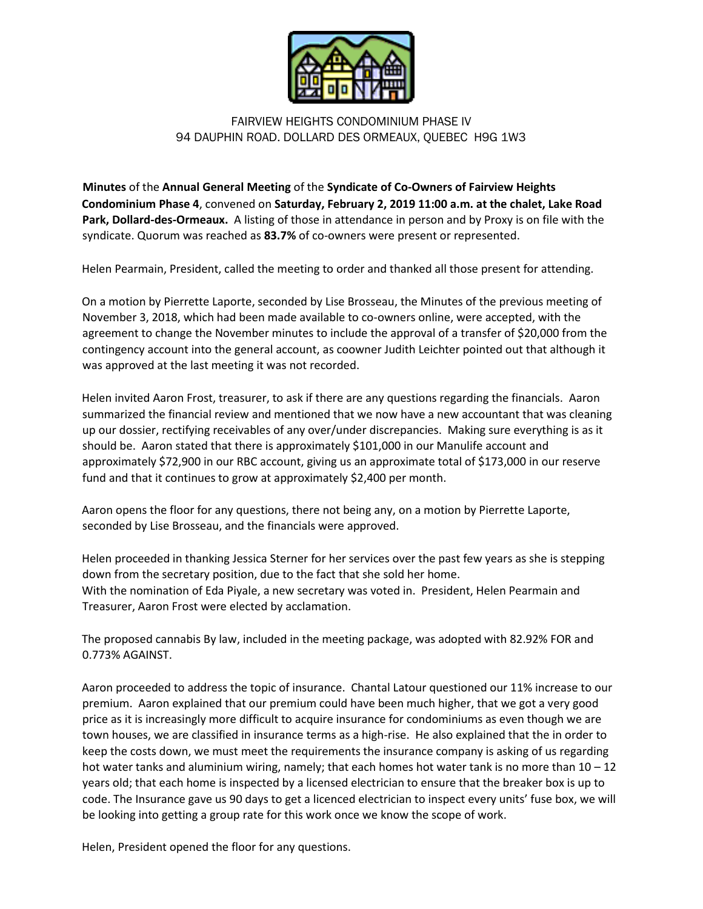FAIRVIEW HEIGHTS CONDOMINIUM PHASE IV
94 DAUPHIN ROAD. DOLLARD DES ORMEAUX, QUEBEC H9G 1W3

**Minutes** of the **Annual General Meeting** of the **Syndicate of Co-Owners of Fairview Heights Condominium Phase 4**, convened on **Saturday, February 2, 2019 11:00 a.m. at the chalet, Lake Road Park, Dollard-des-Ormeaux.** A listing of those in attendance in person and by Proxy is on file with the syndicate. Quorum was reached as **83.7%** of co-owners were present or represented.

Helen Pearmain, President, called the meeting to order and thanked all those present for attending.

On a motion by Pierrette Laporte, seconded by Lise Brosseau, the Minutes of the previous meeting of November 3, 2018, which had been made available to co-owners online, were accepted, with the agreement to change the November minutes to include the approval of a transfer of $20,000 from the contingency account into the general account, as coowner Judith Leichter pointed out that although it was approved at the last meeting it was not recorded.

Helen invited Aaron Frost, treasurer, to ask if there are any questions regarding the financials. Aaron summarized the financial review and mentioned that we now have a new accountant that was cleaning up our dossier, rectifying receivables of any over/under discrepancies. Making sure everything is as it should be. Aaron stated that there is approximately $101,000 in our Manulife account and approximately $72,900 in our RBC account, giving us an approximate total of $173,000 in our reserve fund and that it continues to grow at approximately $2,400 per month.

Aaron opens the floor for any questions, there not being any, on a motion by Pierrette Laporte, seconded by Lise Brosseau, and the financials were approved.

Helen proceeded in thanking Jessica Sterner for her services over the past few years as she is stepping down from the secretary position, due to the fact that she sold her home.
With the nomination of Eda Piyale, a new secretary was voted in. President, Helen Pearmain and Treasurer, Aaron Frost were elected by acclamation.

The proposed cannabis By law, included in the meeting package, was adopted with 82.92% FOR and 0.773% AGAINST.

Aaron proceeded to address the topic of insurance. Chantal Latour questioned our 11% increase to our premium. Aaron explained that our premium could have been much higher, that we got a very good price as it is increasingly more difficult to acquire insurance for condominiums as even though we are town houses, we are classified in insurance terms as a high-rise. He also explained that the in order to keep the costs down, we must meet the requirements the insurance company is asking of us regarding hot water tanks and aluminium wiring, namely; that each homes hot water tank is no more than 10 – 12 years old; that each home is inspected by a licensed electrician to ensure that the breaker box is up to code. The Insurance gave us 90 days to get a licenced electrician to inspect every units' fuse box, we will be looking into getting a group rate for this work once we know the scope of work.

Helen, President opened the floor for any questions.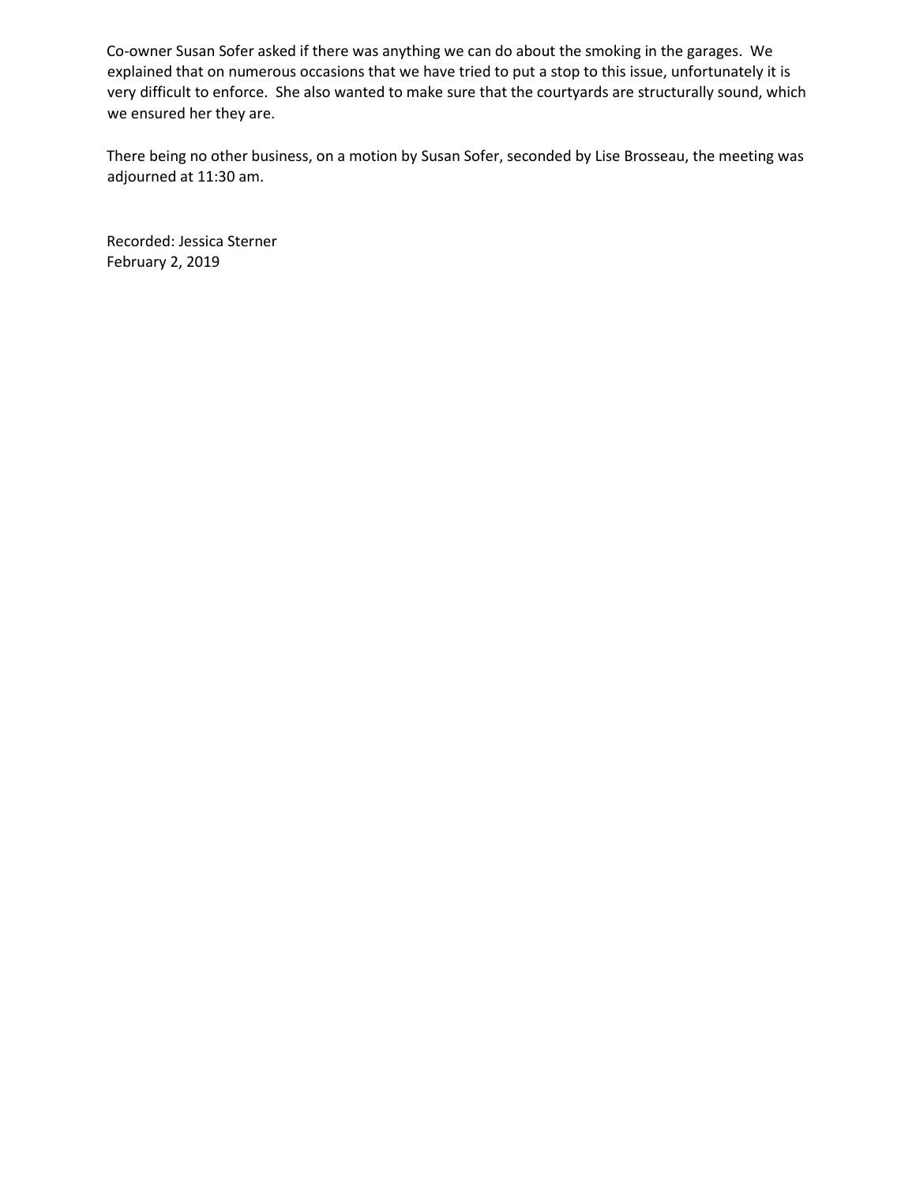Co-owner Susan Sofer asked if there was anything we can do about the smoking in the garages. We explained that on numerous occasions that we have tried to put a stop to this issue, unfortunately it is very difficult to enforce. She also wanted to make sure that the courtyards are structurally sound, which we ensured her they are.

There being no other business, on a motion by Susan Sofer, seconded by Lise Brosseau, the meeting was adjourned at 11:30 am.

Recorded: Jessica Sterner
February 2, 2019